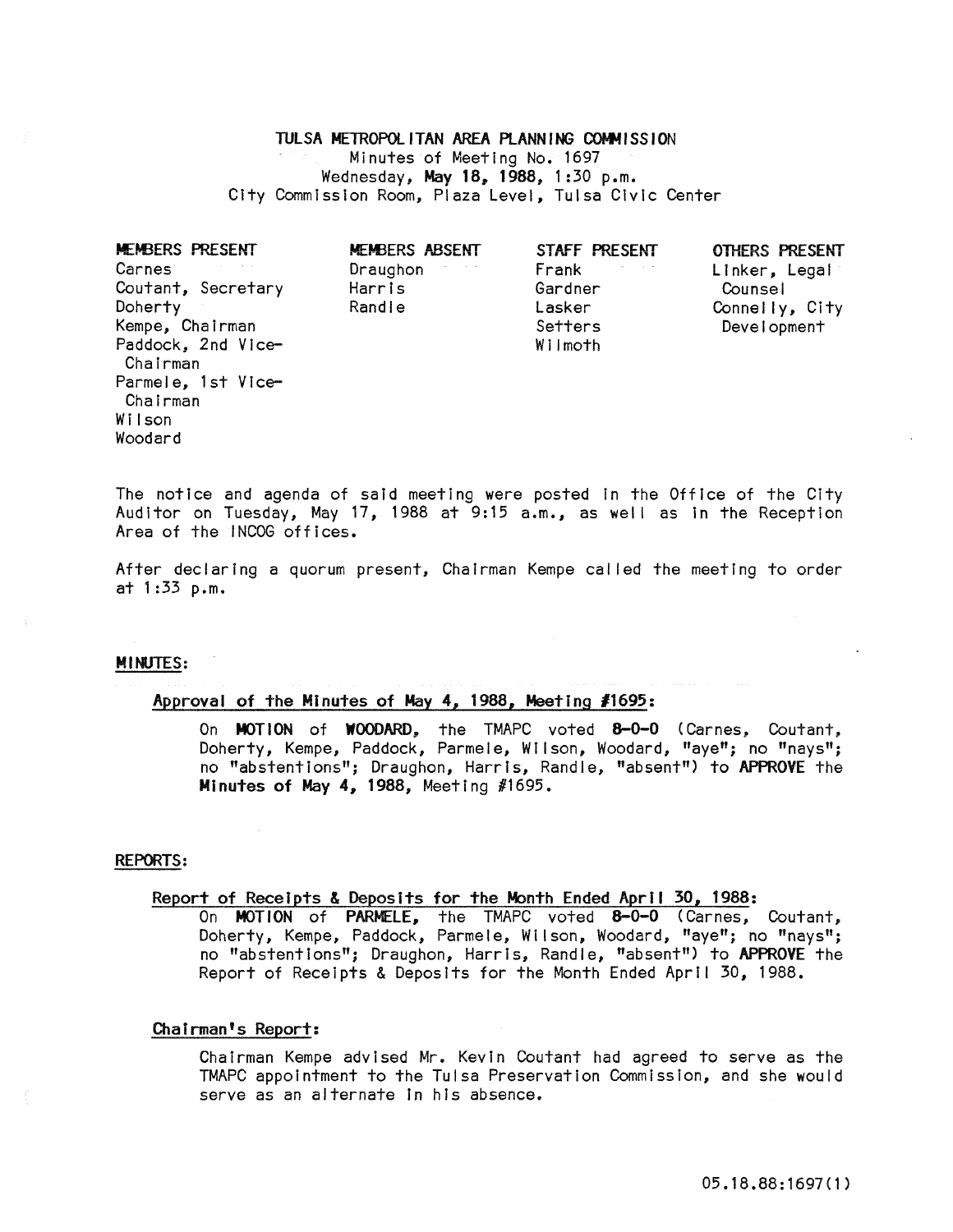# TULSA METROPOLITAN AREA PLANNING COMMISSION

Minutes of Meeting No. 1697
Wednesday, **May 18, 1988**, 1:30 p.m.
City Commission Room, Plaza Level, Tulsa Civic Center

| MEMBERS PRESENT | MEMBERS ABSENT | STAFF PRESENT | OTHERS PRESENT |
|---|---|---|---|
| Carnes | Draughon | Frank | Linker, Legal Counsel |
| Coutant, Secretary | Harris | Gardner | Connelly, City Development |
| Doherty | Randle | Lasker | |
| Kempe, Chairman | | Setters | |
| Paddock, 2nd Vice-Chairman | | Wilmoth | |
| Parmele, 1st Vice-Chairman | | | |
| Wilson | | | |
| Woodard | | | |

The notice and agenda of said meeting were posted in the Office of the City Auditor on Tuesday, May 17, 1988 at 9:15 a.m., as well as in the Reception Area of the INCOG offices.

After declaring a quorum present, Chairman Kempe called the meeting to order at 1:33 p.m.

## MINUTES:

### Approval of the Minutes of May 4, 1988, Meeting #1695:

On **MOTION** of **WOODARD**, the TMAPC voted **8-0-0** (Carnes, Coutant, Doherty, Kempe, Paddock, Parmele, Wilson, Woodard, "aye"; no "nays"; no "abstentions"; Draughon, Harris, Randle, "absent") to **APPROVE** the **Minutes of May 4, 1988,** Meeting #1695.

## REPORTS:

### Report of Receipts & Deposits for the Month Ended April 30, 1988:

On **MOTION** of **PARMELE**, the TMAPC voted **8-0-0** (Carnes, Coutant, Doherty, Kempe, Paddock, Parmele, Wilson, Woodard, "aye"; no "nays"; no "abstentions"; Draughon, Harris, Randle, "absent") to **APPROVE** the Report of Receipts & Deposits for the Month Ended April 30, 1988.

### Chairman's Report:

Chairman Kempe advised Mr. Kevin Coutant had agreed to serve as the TMAPC appointment to the Tulsa Preservation Commission, and she would serve as an alternate in his absence.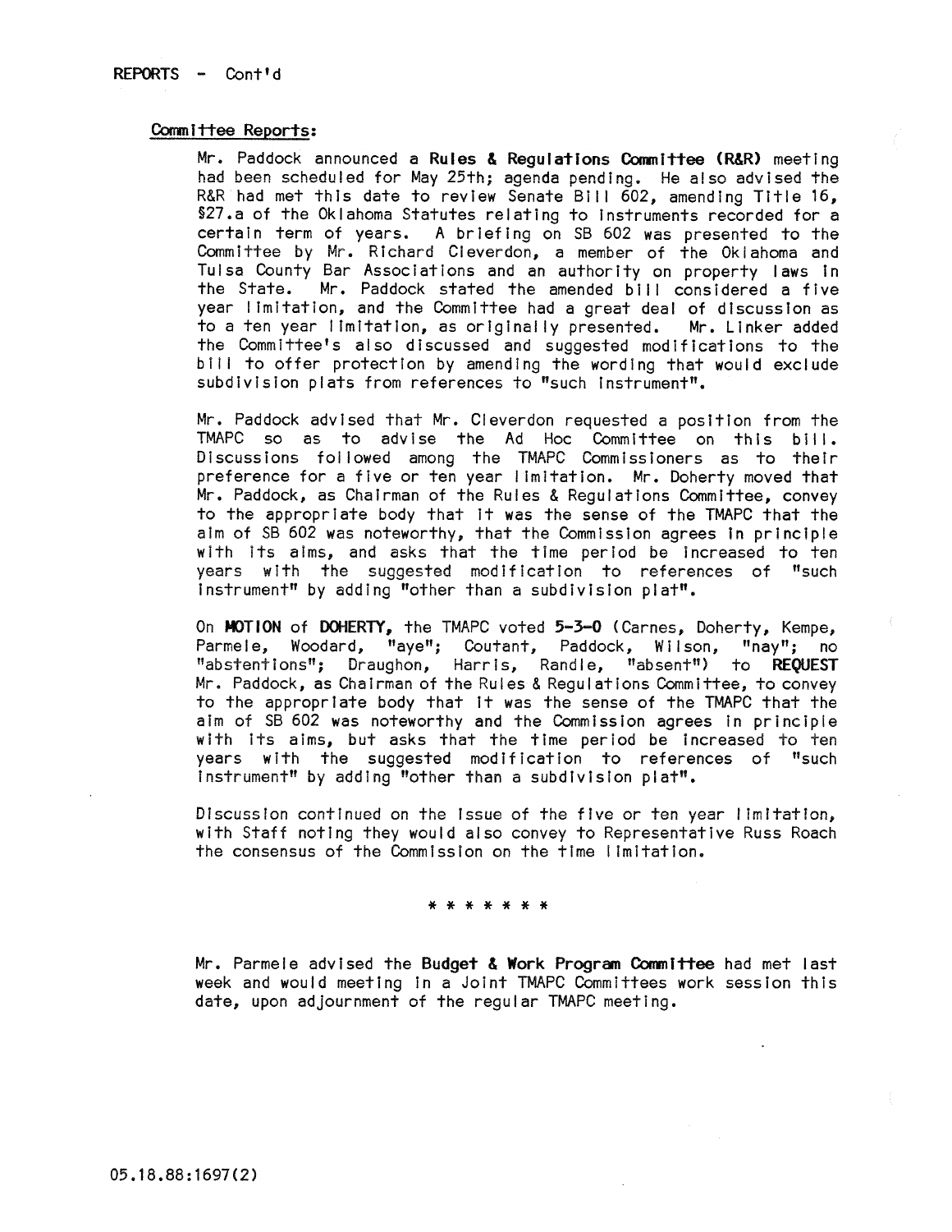REPORTS - Cont'd

Committee Reports:

Mr. Paddock announced a **Rules & Regulations Committee (R&R)** meeting had been scheduled for May 25th; agenda pending. He also advised the R&R had met this date to review Senate Bill 602, amending Title 16, §27.a of the Oklahoma Statutes relating to instruments recorded for a certain term of years. A briefing on SB 602 was presented to the Committee by Mr. Richard Cleverdon, a member of the Oklahoma and Tulsa County Bar Associations and an authority on property laws in the State. Mr. Paddock stated the amended bill considered a five year limitation, and the Committee had a great deal of discussion as to a ten year limitation, as originally presented. Mr. Linker added the Committee's also discussed and suggested modifications to the bill to offer protection by amending the wording that would exclude subdivision plats from references to "such instrument".

Mr. Paddock advised that Mr. Cleverdon requested a position from the TMAPC so as to advise the Ad Hoc Committee on this bill. Discussions followed among the TMAPC Commissioners as to their preference for a five or ten year limitation. Mr. Doherty moved that Mr. Paddock, as Chairman of the Rules & Regulations Committee, convey to the appropriate body that it was the sense of the TMAPC that the aim of SB 602 was noteworthy, that the Commission agrees in principle with its aims, and asks that the time period be increased to ten years with the suggested modification to references of "such instrument" by adding "other than a subdivision plat".

On **MOTION** of **DOHERTY,** the TMAPC voted **5-3-0** (Carnes, Doherty, Kempe, Parmele, Woodard, "aye"; Coutant, Paddock, Wilson, "nay"; no "abstentions"; Draughon, Harris, Randle, "absent") to **REQUEST** Mr. Paddock, as Chairman of the Rules & Regulations Committee, to convey to the appropriate body that it was the sense of the TMAPC that the aim of SB 602 was noteworthy and the Commission agrees in principle with its aims, but asks that the time period be increased to ten years with the suggested modification to references of "such instrument" by adding "other than a subdivision plat".

Discussion continued on the issue of the five or ten year limitation, with Staff noting they would also convey to Representative Russ Roach the consensus of the Commission on the time limitation.

\* \* \* \* \* \* \*

Mr. Parmele advised the **Budget & Work Program Committee** had met last week and would meeting in a Joint TMAPC Committees work session this date, upon adjournment of the regular TMAPC meeting.

05.18.88:1697(2)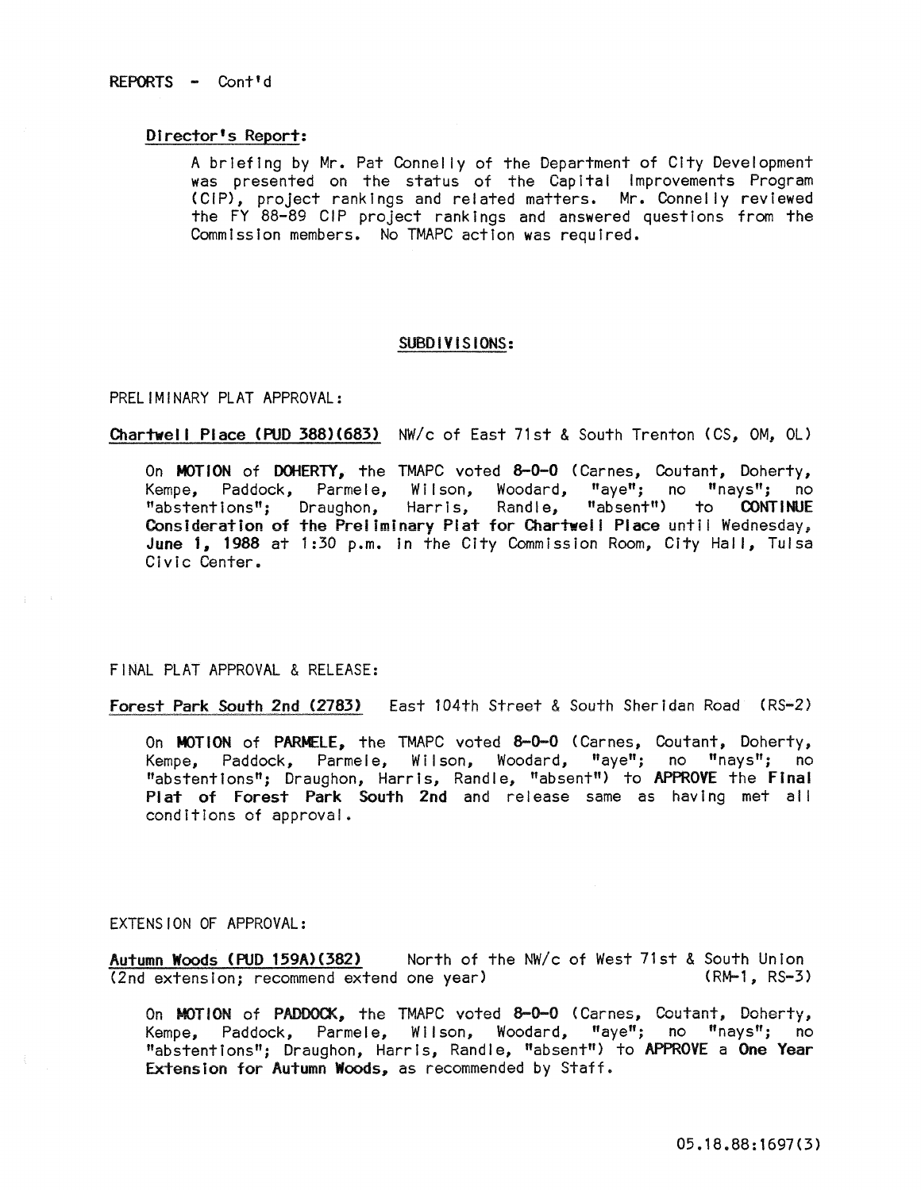REPORTS - Cont'd

**Director's Report:**

A briefing by Mr. Pat Connelly of the Department of City Development was presented on the status of the Capital Improvements Program (CIP), project rankings and related matters. Mr. Connelly reviewed the FY 88-89 CIP project rankings and answered questions from the Commission members. No TMAPC action was required.

## SUBDIVISIONS:

PRELIMINARY PLAT APPROVAL:

**Chartwell Place (PUD 388)(683)** NW/c of East 71st & South Trenton (CS, OM, OL)

On **MOTION** of **DOHERTY**, the TMAPC voted **8-0-0** (Carnes, Coutant, Doherty, Kempe, Paddock, Parmele, Wilson, Woodard, "aye"; no "nays"; no "abstentions"; Draughon, Harris, Randle, "absent") to **CONTINUE Consideration of the Preliminary Plat for Chartwell Place** until Wednesday, **June 1, 1988** at 1:30 p.m. in the City Commission Room, City Hall, Tulsa Civic Center.

FINAL PLAT APPROVAL & RELEASE:

**Forest Park South 2nd (2783)** East 104th Street & South Sheridan Road (RS-2)

On **MOTION** of **PARMELE**, the TMAPC voted **8-0-0** (Carnes, Coutant, Doherty, Kempe, Paddock, Parmele, Wilson, Woodard, "aye"; no "nays"; no "abstentions"; Draughon, Harris, Randle, "absent") to **APPROVE** the **Final Plat of Forest Park South 2nd** and release same as having met all conditions of approval.

EXTENSION OF APPROVAL:

**Autumn Woods (PUD 159A)(382)** North of the NW/c of West 71st & South Union (2nd extension; recommend extend one year) (RM-1, RS-3)

On **MOTION** of **PADDOCK**, the TMAPC voted **8-0-0** (Carnes, Coutant, Doherty, Kempe, Paddock, Parmele, Wilson, Woodard, "aye"; no "nays"; no "abstentions"; Draughon, Harris, Randle, "absent") to **APPROVE** a **One Year Extension for Autumn Woods**, as recommended by Staff.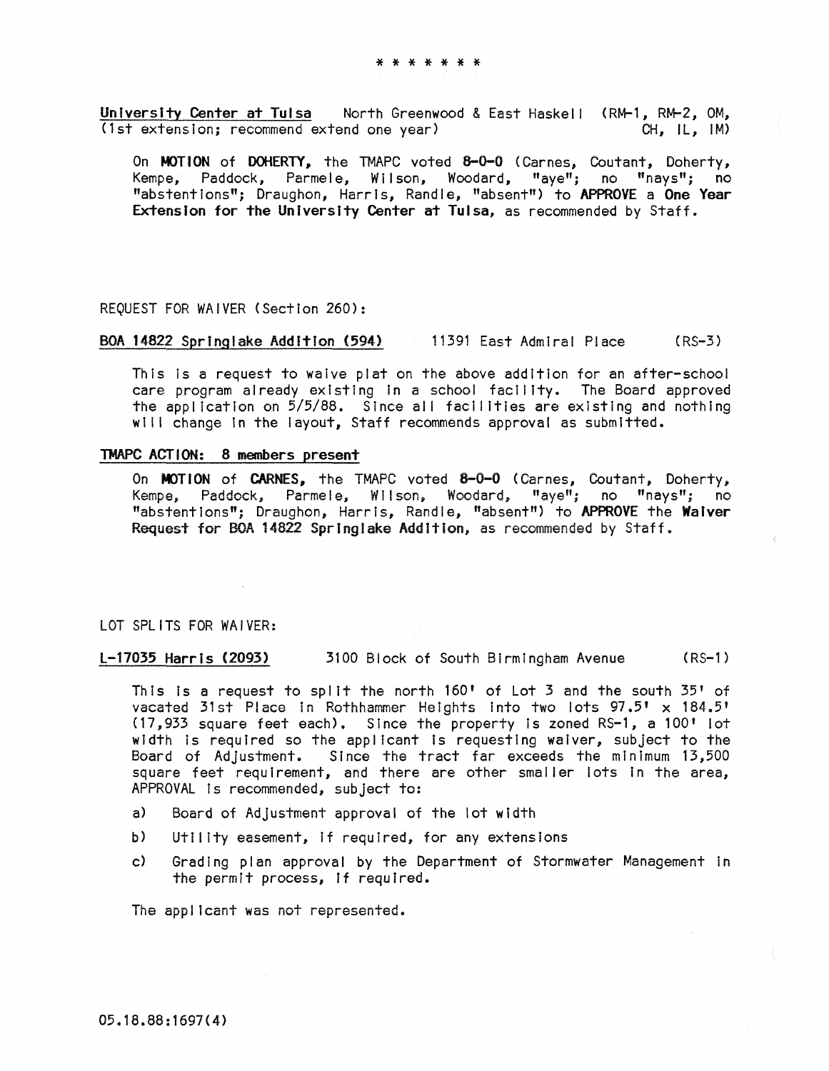\* \* \* \* \* \* \*

<u>University Center at Tulsa</u> North Greenwood & East Haskell (RM-1, RM-2, OM, (1st extension; recommend extend one year) CH, IL, IM)

On **MOTION** of **DOHERTY**, the TMAPC voted **8-0-0** (Carnes, Coutant, Doherty, Kempe, Paddock, Parmele, Wilson, Woodard, "aye"; no "nays"; no "abstentions"; Draughon, Harris, Randle, "absent") to **APPROVE** a **One Year Extension for the University Center at Tulsa**, as recommended by Staff.

REQUEST FOR WAIVER (Section 260):

<u>BOA 14822 Springlake Addition (594)</u> 11391 East Admiral Place (RS-3)

This is a request to waive plat on the above addition for an after-school care program already existing in a school facility. The Board approved the application on 5/5/88. Since all facilities are existing and nothing will change in the layout, Staff recommends approval as submitted.

<u>**TMAPC ACTION: 8 members present**</u>

On **MOTION** of **CARNES**, the TMAPC voted **8-0-0** (Carnes, Coutant, Doherty, Kempe, Paddock, Parmele, Wilson, Woodard, "aye"; no "nays"; no "abstentions"; Draughon, Harris, Randle, "absent") to **APPROVE** the **Waiver Request for BOA 14822 Springlake Addition**, as recommended by Staff.

LOT SPLITS FOR WAIVER:

<u>L-17035 Harris (2093)</u> 3100 Block of South Birmingham Avenue (RS-1)

This is a request to split the north 160' of Lot 3 and the south 35' of vacated 31st Place in Rothhammer Heights into two lots 97.5' x 184.5' (17,933 square feet each). Since the property is zoned RS-1, a 100' lot width is required so the applicant is requesting waiver, subject to the Board of Adjustment. Since the tract far exceeds the minimum 13,500 square feet requirement, and there are other smaller lots in the area, APPROVAL is recommended, subject to:

a) Board of Adjustment approval of the lot width

b) Utility easement, if required, for any extensions

c) Grading plan approval by the Department of Stormwater Management in the permit process, if required.

The applicant was not represented.

05.18.88:1697(4)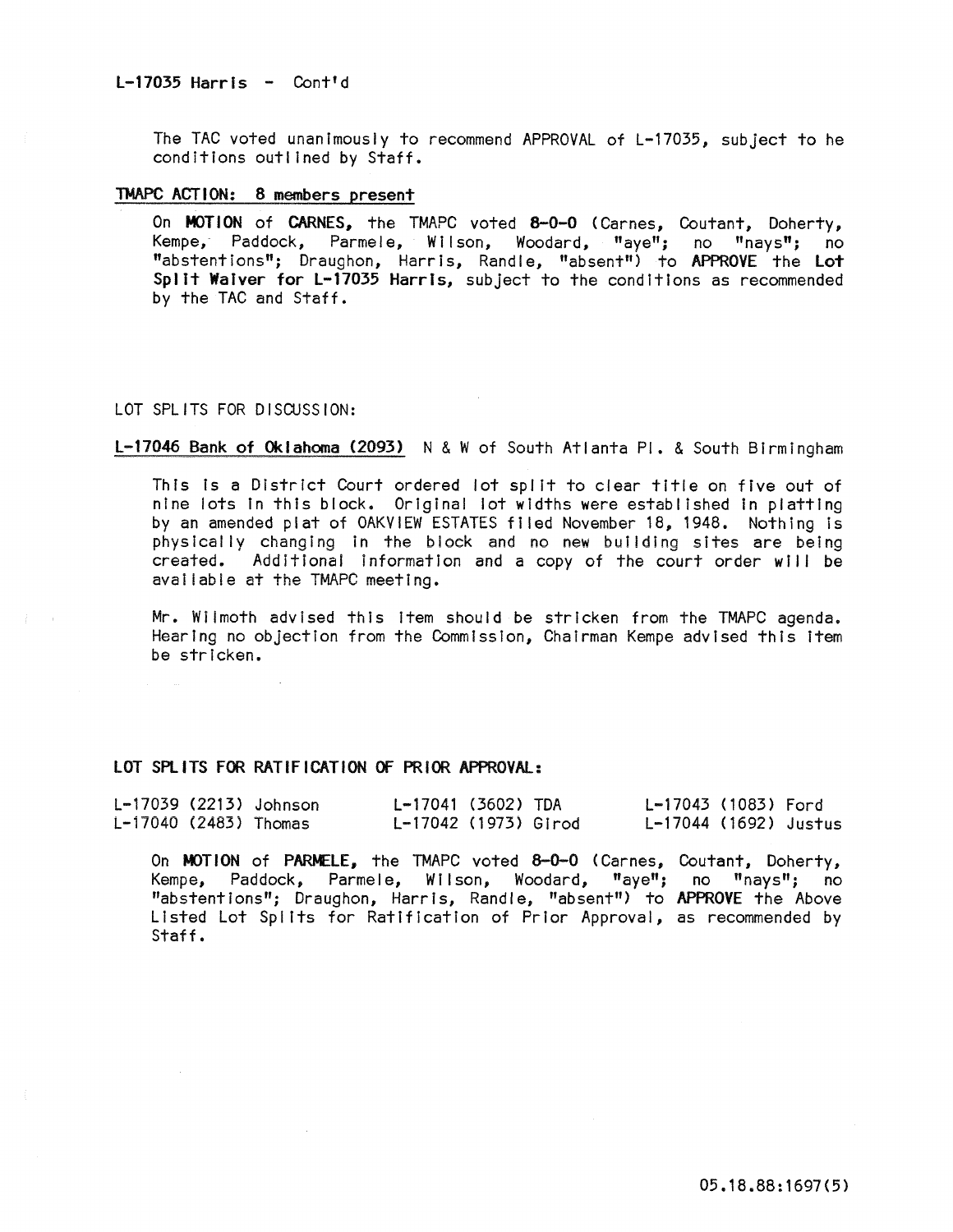L-17035 Harris - Cont'd

The TAC voted unanimously to recommend APPROVAL of L-17035, subject to he conditions outlined by Staff.

TMAPC ACTION: 8 members present

On **MOTION** of **CARNES**, the TMAPC voted **8-0-0** (Carnes, Coutant, Doherty, Kempe, Paddock, Parmele, Wilson, Woodard, "aye"; no "nays"; no "abstentions"; Draughon, Harris, Randle, "absent") to **APPROVE** the **Lot Split Waiver for L-17035 Harris**, subject to the conditions as recommended by the TAC and Staff.

LOT SPLITS FOR DISCUSSION:

**L-17046 Bank of Oklahoma (2093)** N & W of South Atlanta Pl. & South Birmingham

This is a District Court ordered lot split to clear title on five out of nine lots in this block. Original lot widths were established in platting by an amended plat of OAKVIEW ESTATES filed November 18, 1948. Nothing is physically changing in the block and no new building sites are being created. Additional information and a copy of the court order will be available at the TMAPC meeting.

Mr. Wilmoth advised this item should be stricken from the TMAPC agenda. Hearing no objection from the Commission, Chairman Kempe advised this item be stricken.

**LOT SPLITS FOR RATIFICATION OF PRIOR APPROVAL:**

| | | |
|---|---|---|
| L-17039 (2213) Johnson | L-17041 (3602) TDA | L-17043 (1083) Ford |
| L-17040 (2483) Thomas | L-17042 (1973) Girod | L-17044 (1692) Justus |

On **MOTION** of **PARMELE**, the TMAPC voted **8-0-0** (Carnes, Coutant, Doherty, Kempe, Paddock, Parmele, Wilson, Woodard, "aye"; no "nays"; no "abstentions"; Draughon, Harris, Randle, "absent") to **APPROVE** the Above Listed Lot Splits for Ratification of Prior Approval, as recommended by Staff.

05.18.88:1697(5)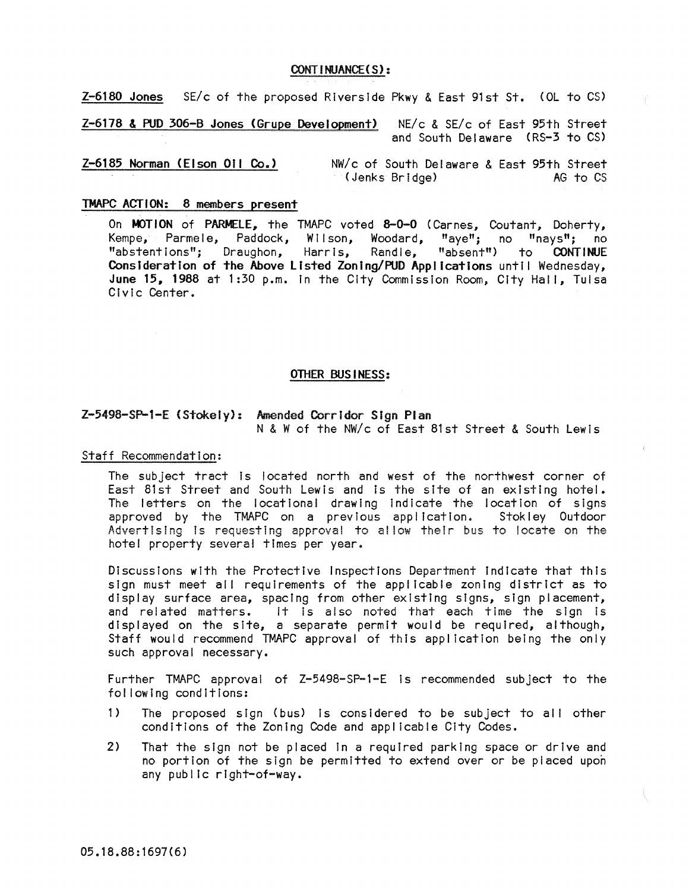## CONTINUANCE(S):

**Z-6180 Jones** SE/c of the proposed Riverside Pkwy & East 91st St. (OL to CS)

**Z-6178 & PUD 306-B Jones (Grupe Development)** NE/c & SE/c of East 95th Street and South Delaware (RS-3 to CS)

**Z-6185 Norman (Elson Oil Co.)** NW/c of South Delaware & East 95th Street (Jenks Bridge) AG to CS

### TMAPC ACTION: 8 members present

On **MOTION** of **PARMELE**, the TMAPC voted **8-0-0** (Carnes, Coutant, Doherty, Kempe, Parmele, Paddock, Wilson, Woodard, "aye"; no "nays"; no "abstentions"; Draughon, Harris, Randle, "absent") to **CONTINUE Consideration of the Above Listed Zoning/PUD Applications** until Wednesday, **June 15, 1988** at 1:30 p.m. in the City Commission Room, City Hall, Tulsa Civic Center.

## OTHER BUSINESS:

**Z-5498-SP-1-E (Stokely): Amended Corridor Sign Plan**
N & W of the NW/c of East 81st Street & South Lewis

Staff Recommendation:

The subject tract is located north and west of the northwest corner of East 81st Street and South Lewis and is the site of an existing hotel. The letters on the locational drawing indicate the location of signs approved by the TMAPC on a previous application. Stokley Outdoor Advertising is requesting approval to allow their bus to locate on the hotel property several times per year.

Discussions with the Protective Inspections Department indicate that this sign must meet all requirements of the applicable zoning district as to display surface area, spacing from other existing signs, sign placement, and related matters. It is also noted that each time the sign is displayed on the site, a separate permit would be required, although, Staff would recommend TMAPC approval of this application being the only such approval necessary.

Further TMAPC approval of Z-5498-SP-1-E is recommended subject to the following conditions:

1) The proposed sign (bus) is considered to be subject to all other conditions of the Zoning Code and applicable City Codes.
2) That the sign not be placed in a required parking space or drive and no portion of the sign be permitted to extend over or be placed upon any public right-of-way.

05.18.88:1697(6)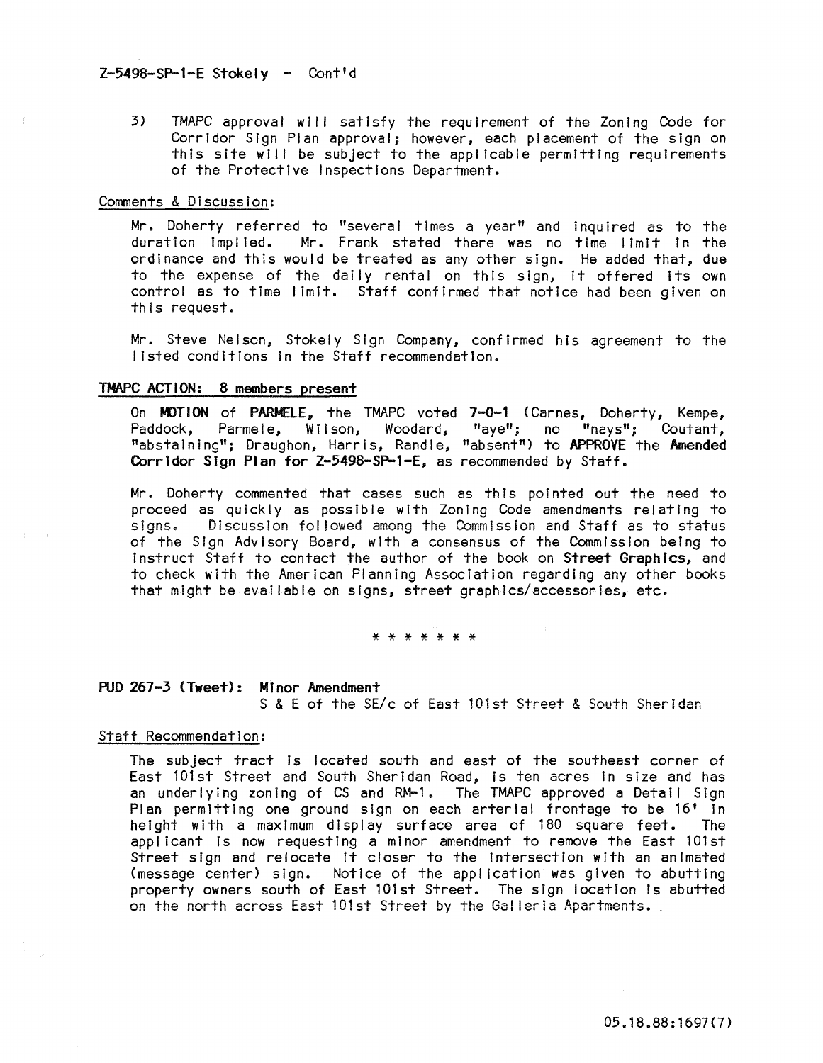Z-5498-SP-1-E Stokely - Cont'd

3) TMAPC approval will satisfy the requirement of the Zoning Code for Corridor Sign Plan approval; however, each placement of the sign on this site will be subject to the applicable permitting requirements of the Protective Inspections Department.

Comments & Discussion:

Mr. Doherty referred to "several times a year" and inquired as to the duration implied. Mr. Frank stated there was no time limit in the ordinance and this would be treated as any other sign. He added that, due to the expense of the daily rental on this sign, it offered its own control as to time limit. Staff confirmed that notice had been given on this request.

Mr. Steve Nelson, Stokely Sign Company, confirmed his agreement to the listed conditions in the Staff recommendation.

**TMAPC ACTION: 8 members present**

On **MOTION** of **PARMELE**, the TMAPC voted **7-0-1** (Carnes, Doherty, Kempe, Paddock, Parmele, Wilson, Woodard, "aye"; no "nays"; Coutant, "abstaining"; Draughon, Harris, Randle, "absent") to **APPROVE** the **Amended Corridor Sign Plan for Z-5498-SP-1-E**, as recommended by Staff.

Mr. Doherty commented that cases such as this pointed out the need to proceed as quickly as possible with Zoning Code amendments relating to signs. Discussion followed among the Commission and Staff as to status of the Sign Advisory Board, with a consensus of the Commission being to instruct Staff to contact the author of the book on **Street Graphics**, and to check with the American Planning Association regarding any other books that might be available on signs, street graphics/accessories, etc.

* * * * * * *

**PUD 267-3 (Tweet): Minor Amendment**
S & E of the SE/c of East 101st Street & South Sheridan

Staff Recommendation:

The subject tract is located south and east of the southeast corner of East 101st Street and South Sheridan Road, is ten acres in size and has an underlying zoning of CS and RM-1. The TMAPC approved a Detail Sign Plan permitting one ground sign on each arterial frontage to be 16' in height with a maximum display surface area of 180 square feet. The applicant is now requesting a minor amendment to remove the East 101st Street sign and relocate it closer to the intersection with an animated (message center) sign. Notice of the application was given to abutting property owners south of East 101st Street. The sign location is abutted on the north across East 101st Street by the Galleria Apartments.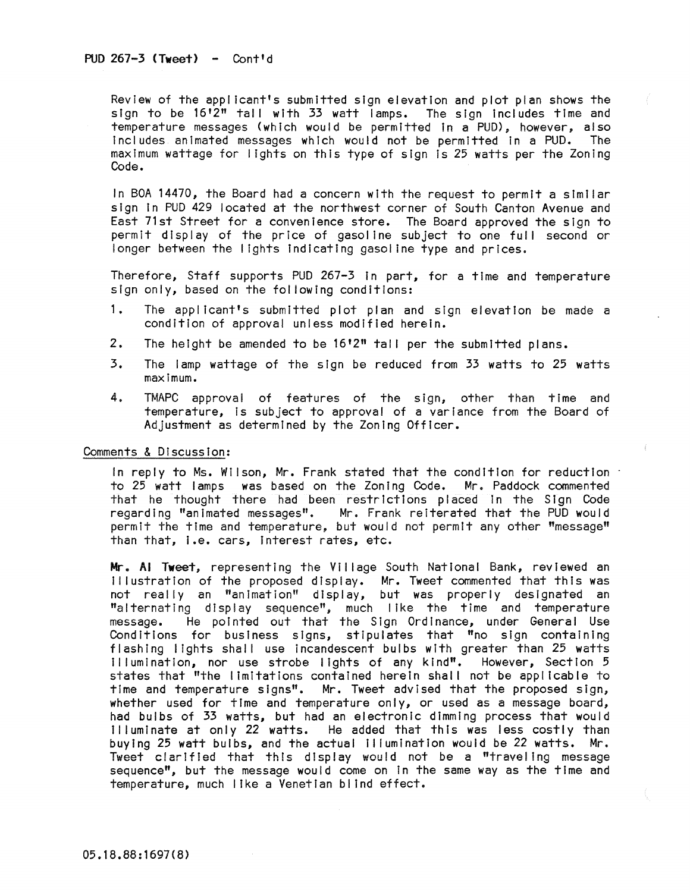PUD 267-3 (Tweet) - Cont'd

Review of the applicant's submitted sign elevation and plot plan shows the sign to be 16'2" tall with 33 watt lamps. The sign includes time and temperature messages (which would be permitted in a PUD), however, also includes animated messages which would not be permitted in a PUD. The maximum wattage for lights on this type of sign is 25 watts per the Zoning Code.

In BOA 14470, the Board had a concern with the request to permit a similar sign in PUD 429 located at the northwest corner of South Canton Avenue and East 71st Street for a convenience store. The Board approved the sign to permit display of the price of gasoline subject to one full second or longer between the lights indicating gasoline type and prices.

Therefore, Staff supports PUD 267-3 in part, for a time and temperature sign only, based on the following conditions:

1. The applicant's submitted plot plan and sign elevation be made a condition of approval unless modified herein.
2. The height be amended to be 16'2" tall per the submitted plans.
3. The lamp wattage of the sign be reduced from 33 watts to 25 watts maximum.
4. TMAPC approval of features of the sign, other than time and temperature, is subject to approval of a variance from the Board of Adjustment as determined by the Zoning Officer.

Comments & Discussion:

In reply to Ms. Wilson, Mr. Frank stated that the condition for reduction to 25 watt lamps was based on the Zoning Code. Mr. Paddock commented that he thought there had been restrictions placed in the Sign Code regarding "animated messages". Mr. Frank reiterated that the PUD would permit the time and temperature, but would not permit any other "message" than that, i.e. cars, interest rates, etc.

**Mr. Al Tweet**, representing the Village South National Bank, reviewed an illustration of the proposed display. Mr. Tweet commented that this was not really an "animation" display, but was properly designated an "alternating display sequence", much like the time and temperature message. He pointed out that the Sign Ordinance, under General Use Conditions for business signs, stipulates that "no sign containing flashing lights shall use incandescent bulbs with greater than 25 watts illumination, nor use strobe lights of any kind". However, Section 5 states that "the limitations contained herein shall not be applicable to time and temperature signs". Mr. Tweet advised that the proposed sign, whether used for time and temperature only, or used as a message board, had bulbs of 33 watts, but had an electronic dimming process that would illuminate at only 22 watts. He added that this was less costly than buying 25 watt bulbs, and the actual illumination would be 22 watts. Mr. Tweet clarified that this display would not be a "traveling message sequence", but the message would come on in the same way as the time and temperature, much like a Venetian blind effect.

05.18.88:1697(8)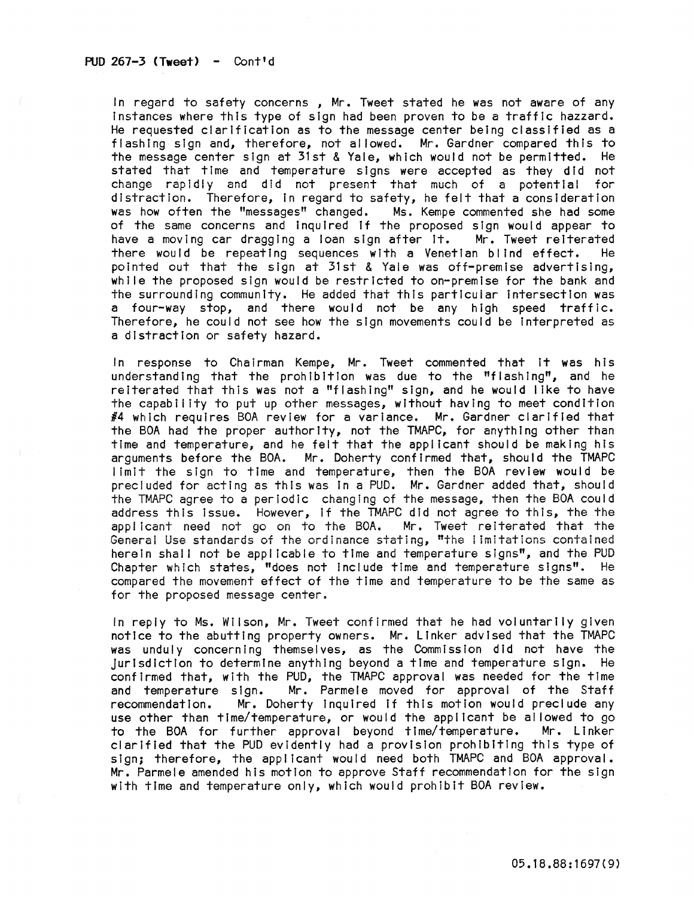PUD 267-3 (Tweet) - Cont'd

In regard to safety concerns , Mr. Tweet stated he was not aware of any instances where this type of sign had been proven to be a traffic hazzard. He requested clarification as to the message center being classified as a flashing sign and, therefore, not allowed. Mr. Gardner compared this to the message center sign at 31st & Yale, which would not be permitted. He stated that time and temperature signs were accepted as they did not change rapidly and did not present that much of a potential for distraction. Therefore, in regard to safety, he felt that a consideration was how often the "messages" changed. Ms. Kempe commented she had some of the same concerns and inquired if the proposed sign would appear to have a moving car dragging a loan sign after it. Mr. Tweet reiterated there would be repeating sequences with a Venetian blind effect. He pointed out that the sign at 31st & Yale was off-premise advertising, while the proposed sign would be restricted to on-premise for the bank and the surrounding community. He added that this particular intersection was a four-way stop, and there would not be any high speed traffic. Therefore, he could not see how the sign movements could be interpreted as a distraction or safety hazard.

In response to Chairman Kempe, Mr. Tweet commented that it was his understanding that the prohibition was due to the "flashing", and he reiterated that this was not a "flashing" sign, and he would like to have the capability to put up other messages, without having to meet condition #4 which requires BOA review for a variance. Mr. Gardner clarified that the BOA had the proper authority, not the TMAPC, for anything other than time and temperature, and he felt that the applicant should be making his arguments before the BOA. Mr. Doherty confirmed that, should the TMAPC limit the sign to time and temperature, then the BOA review would be precluded for acting as this was in a PUD. Mr. Gardner added that, should the TMAPC agree to a periodic changing of the message, then the BOA could address this issue. However, if the TMAPC did not agree to this, the the applicant need not go on to the BOA. Mr. Tweet reiterated that the General Use standards of the ordinance stating, "the limitations contained herein shall not be applicable to time and temperature signs", and the PUD Chapter which states, "does not include time and temperature signs". He compared the movement effect of the time and temperature to be the same as for the proposed message center.

In reply to Ms. Wilson, Mr. Tweet confirmed that he had voluntarily given notice to the abutting property owners. Mr. Linker advised that the TMAPC was unduly concerning themselves, as the Commission did not have the jurisdiction to determine anything beyond a time and temperature sign. He confirmed that, with the PUD, the TMAPC approval was needed for the time and temperature sign. Mr. Parmele moved for approval of the Staff recommendation. Mr. Doherty inquired if this motion would preclude any use other than time/temperature, or would the applicant be allowed to go to the BOA for further approval beyond time/temperature. Mr. Linker clarified that the PUD evidently had a provision prohibiting this type of sign; therefore, the applicant would need both TMAPC and BOA approval. Mr. Parmele amended his motion to approve Staff recommendation for the sign with time and temperature only, which would prohibit BOA review.

05.18.88:1697(9)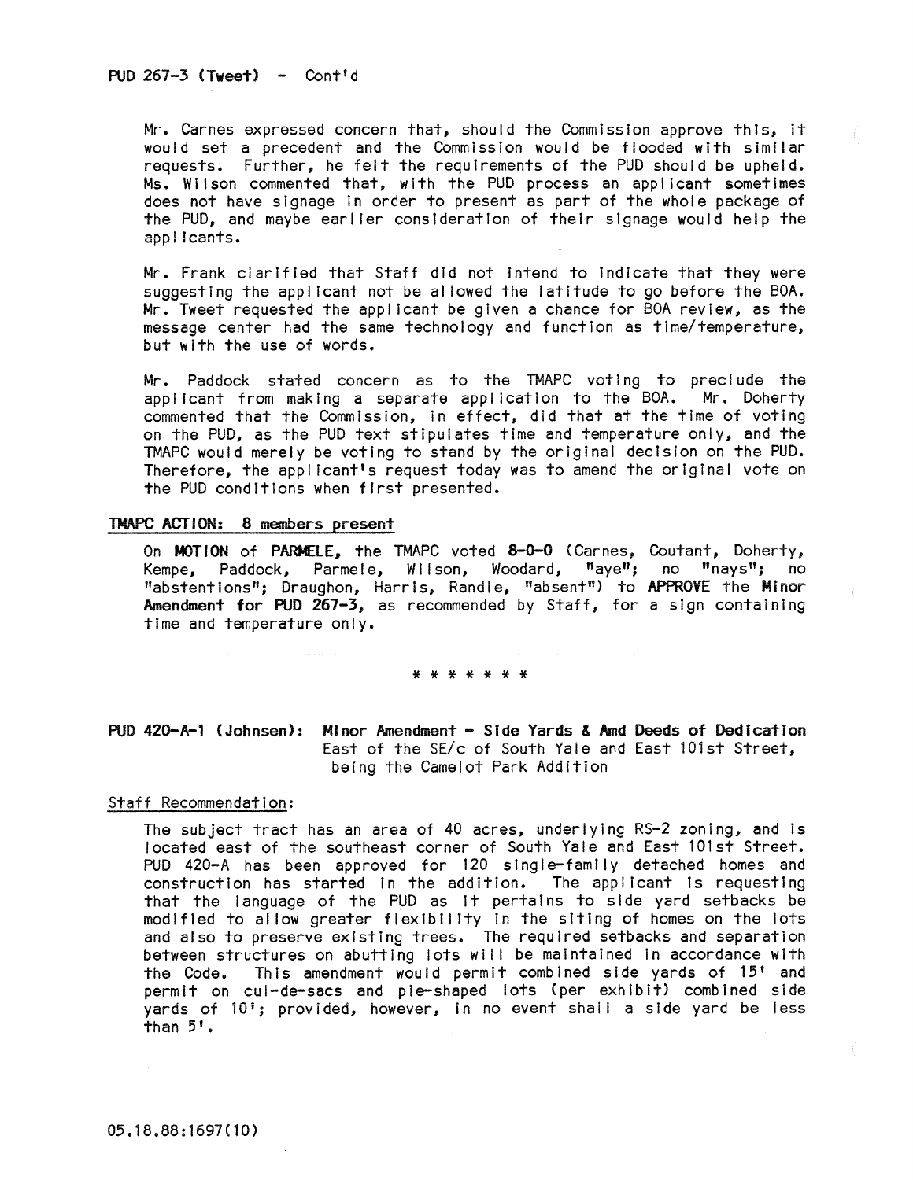PUD 267-3 (Tweet) - Cont'd

Mr. Carnes expressed concern that, should the Commission approve this, it would set a precedent and the Commission would be flooded with similar requests. Further, he felt the requirements of the PUD should be upheld. Ms. Wilson commented that, with the PUD process an applicant sometimes does not have signage in order to present as part of the whole package of the PUD, and maybe earlier consideration of their signage would help the applicants.

Mr. Frank clarified that Staff did not intend to indicate that they were suggesting the applicant not be allowed the latitude to go before the BOA. Mr. Tweet requested the applicant be given a chance for BOA review, as the message center had the same technology and function as time/temperature, but with the use of words.

Mr. Paddock stated concern as to the TMAPC voting to preclude the applicant from making a separate application to the BOA. Mr. Doherty commented that the Commission, in effect, did that at the time of voting on the PUD, as the PUD text stipulates time and temperature only, and the TMAPC would merely be voting to stand by the original decision on the PUD. Therefore, the applicant's request today was to amend the original vote on the PUD conditions when first presented.

**TMAPC ACTION: 8 members present**

On **MOTION** of **PARMELE**, the TMAPC voted **8-0-0** (Carnes, Coutant, Doherty, Kempe, Paddock, Parmele, Wilson, Woodard, "aye"; no "nays"; no "abstentions"; Draughon, Harris, Randle, "absent") to **APPROVE** the **Minor Amendment for PUD 267-3**, as recommended by Staff, for a sign containing time and temperature only.

* * * * * * *

**PUD 420-A-1 (Johnsen): Minor Amendment - Side Yards & Amd Deeds of Dedication**
East of the SE/c of South Yale and East 101st Street, being the Camelot Park Addition

Staff Recommendation:

The subject tract has an area of 40 acres, underlying RS-2 zoning, and is located east of the southeast corner of South Yale and East 101st Street. PUD 420-A has been approved for 120 single-family detached homes and construction has started in the addition. The applicant is requesting that the language of the PUD as it pertains to side yard setbacks be modified to allow greater flexibility in the siting of homes on the lots and also to preserve existing trees. The required setbacks and separation between structures on abutting lots will be maintained in accordance with the Code. This amendment would permit combined side yards of 15' and permit on cul-de-sacs and pie-shaped lots (per exhibit) combined side yards of 10'; provided, however, in no event shall a side yard be less than 5'.

05.18.88:1697(10)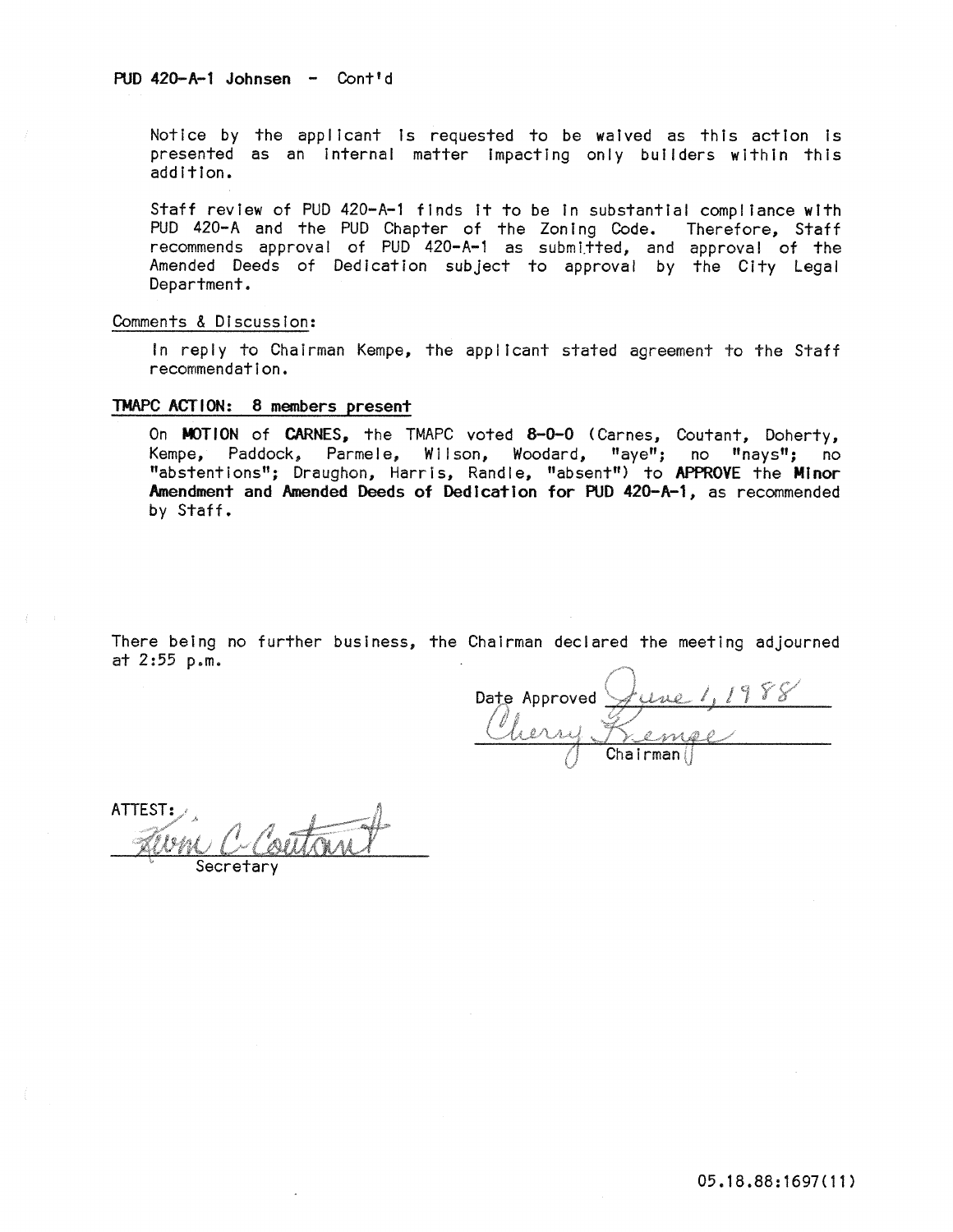**PUD 420-A-1 Johnsen - Cont'd**

Notice by the applicant is requested to be waived as this action is presented as an internal matter impacting only builders within this addition.

Staff review of PUD 420-A-1 finds it to be in substantial compliance with PUD 420-A and the PUD Chapter of the Zoning Code. Therefore, Staff recommends approval of PUD 420-A-1 as submitted, and approval of the Amended Deeds of Dedication subject to approval by the City Legal Department.

Comments & Discussion:

In reply to Chairman Kempe, the applicant stated agreement to the Staff recommendation.

**TMAPC ACTION: 8 members present**

On **MOTION** of **CARNES,** the TMAPC voted **8-0-0** (Carnes, Coutant, Doherty, Kempe, Paddock, Parmele, Wilson, Woodard, "aye"; no "nays"; no "abstentions"; Draughon, Harris, Randle, "absent") to **APPROVE** the **Minor Amendment and Amended Deeds of Dedication for PUD 420-A-1,** as recommended by Staff.

There being no further business, the Chairman declared the meeting adjourned at 2:55 p.m.

Date Approved June 1, 1988

Cherry Kempe
Chairman

ATTEST:

Kevin C. Coutant
Secretary

05.18.88:1697(11)